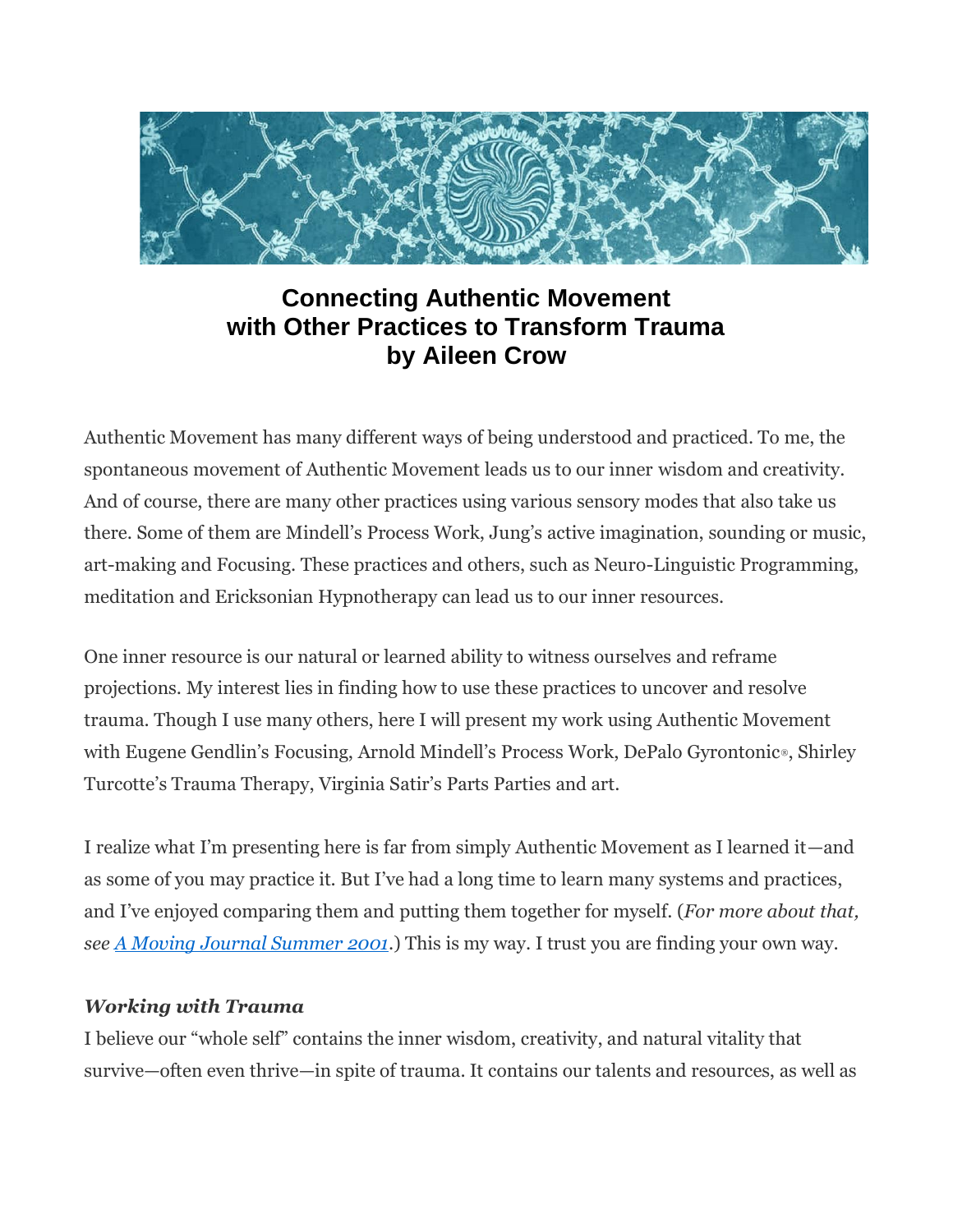# Connecting Authentic Movement with Other Practices to Transform Trauma by Aileen Crow

Authentic Movement has many different ways of being understood and practiced. To me, the spontaneous movement of Authentic Movement leads us to our inner wisdom and creativity. And of course, there are many other practices using various sensory modes that also take us there. Some of them are Mindell's Process Work, Jung's active imagination, sounding or music, art-making and Focusing. These practices and others, such as Neuro-Linguistic Programming, meditation and Ericksonian Hypnotherapy can lead us to our inner resources.

One inner resource is our natural or learned ability to witness ourselves and reframe projections. My interest lies in finding how to use these practices to uncover and resolve trauma. Though I use many others, here I will present my work using Authentic Movement with Eugene Gendlin's Focusing, Arnold Mindell's Process Work, DePalo Gyrontonic®, Shirley Turcotte's Trauma Therapy, Virginia Satir's Parts Parties and art.

I realize what I'm presenting here is far from simply Authentic Movement as I learned it—and as some of you may practice it. But I've had a long time to learn many systems and practices, and I've enjoyed comparing them and putting them together for myself. (*For more about that, see [A Moving Journal Summer 2001](A Moving Journal Summer 2001).*) This is my way. I trust you are finding your own way.

### *Working with Trauma*

I believe our "whole self" contains the inner wisdom, creativity, and natural vitality that survive—often even thrive—in spite of trauma. It contains our talents and resources, as well as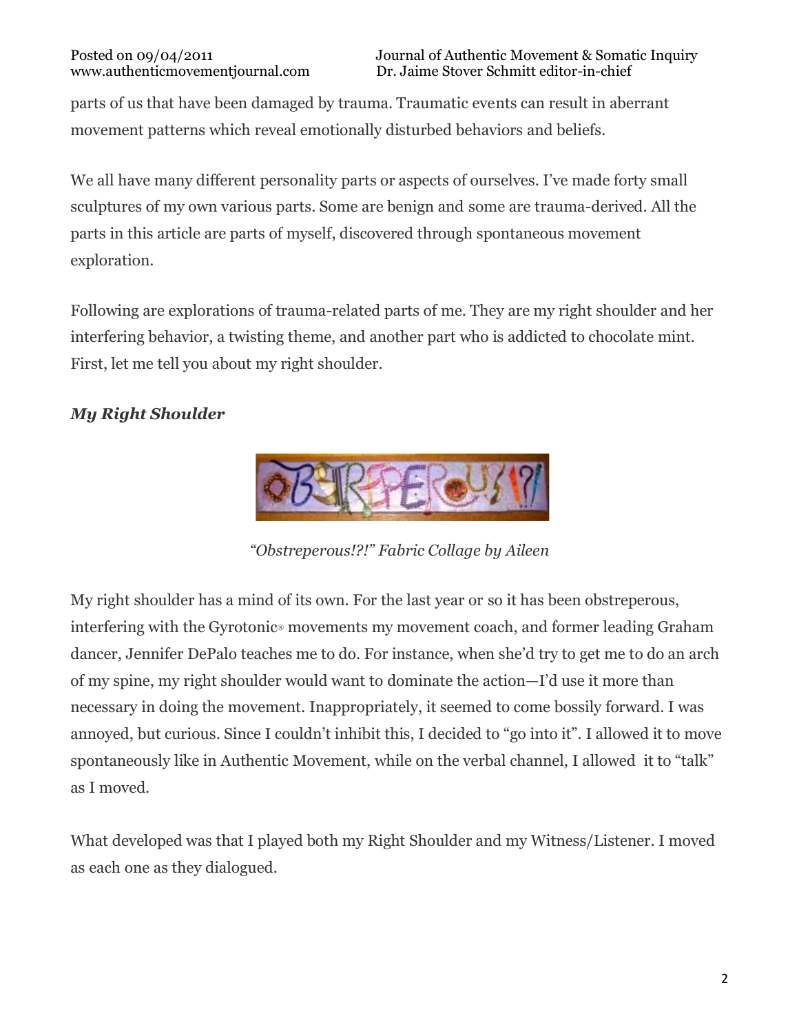parts of us that have been damaged by trauma. Traumatic events can result in aberrant movement patterns which reveal emotionally disturbed behaviors and beliefs.

We all have many different personality parts or aspects of ourselves. I've made forty small sculptures of my own various parts. Some are benign and some are trauma-derived. All the parts in this article are parts of myself, discovered through spontaneous movement exploration.

Following are explorations of trauma-related parts of me. They are my right shoulder and her interfering behavior, a twisting theme, and another part who is addicted to chocolate mint. First, let me tell you about my right shoulder.

### *My Right Shoulder*

*"Obstreperous!?!" Fabric Collage by Aileen*

My right shoulder has a mind of its own. For the last year or so it has been obstreperous, interfering with the Gyrotonic® movements my movement coach, and former leading Graham dancer, Jennifer DePalo teaches me to do. For instance, when she'd try to get me to do an arch of my spine, my right shoulder would want to dominate the action—I'd use it more than necessary in doing the movement. Inappropriately, it seemed to come bossily forward. I was annoyed, but curious. Since I couldn't inhibit this, I decided to "go into it". I allowed it to move spontaneously like in Authentic Movement, while on the verbal channel, I allowed it to "talk" as I moved.

What developed was that I played both my Right Shoulder and my Witness/Listener. I moved as each one as they dialogued.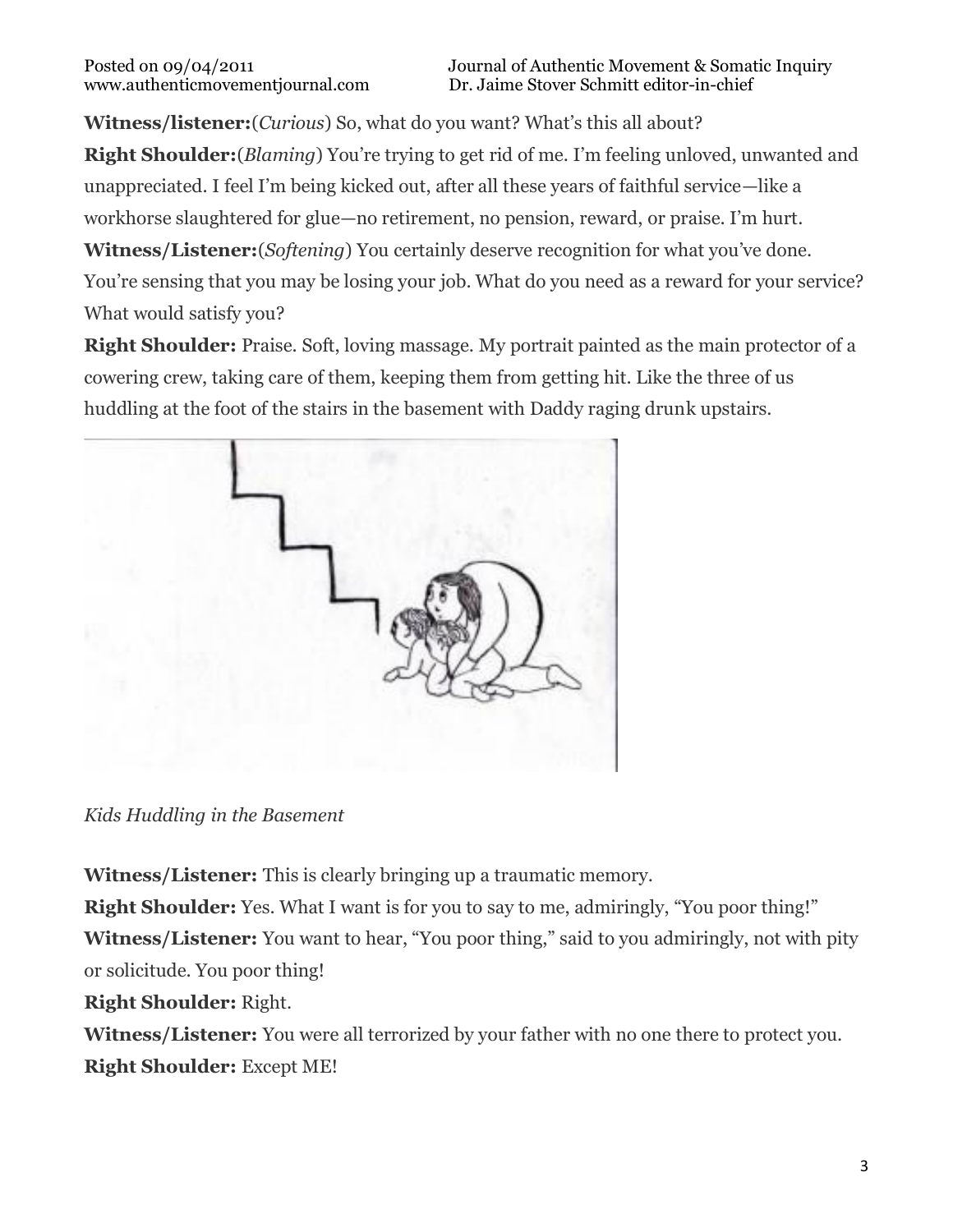**Witness/listener:**(*Curious*) So, what do you want? What's this all about?

**Right Shoulder:**(*Blaming*) You're trying to get rid of me. I'm feeling unloved, unwanted and unappreciated. I feel I'm being kicked out, after all these years of faithful service—like a workhorse slaughtered for glue—no retirement, no pension, reward, or praise. I'm hurt.

**Witness/Listener:**(*Softening*) You certainly deserve recognition for what you've done. You're sensing that you may be losing your job. What do you need as a reward for your service? What would satisfy you?

**Right Shoulder:** Praise. Soft, loving massage. My portrait painted as the main protector of a cowering crew, taking care of them, keeping them from getting hit. Like the three of us huddling at the foot of the stairs in the basement with Daddy raging drunk upstairs.

*Kids Huddling in the Basement*

**Witness/Listener:** This is clearly bringing up a traumatic memory.

**Right Shoulder:** Yes. What I want is for you to say to me, admiringly, "You poor thing!"

**Witness/Listener:** You want to hear, "You poor thing," said to you admiringly, not with pity or solicitude. You poor thing!

**Right Shoulder:** Right.

**Witness/Listener:** You were all terrorized by your father with no one there to protect you.

**Right Shoulder:** Except ME!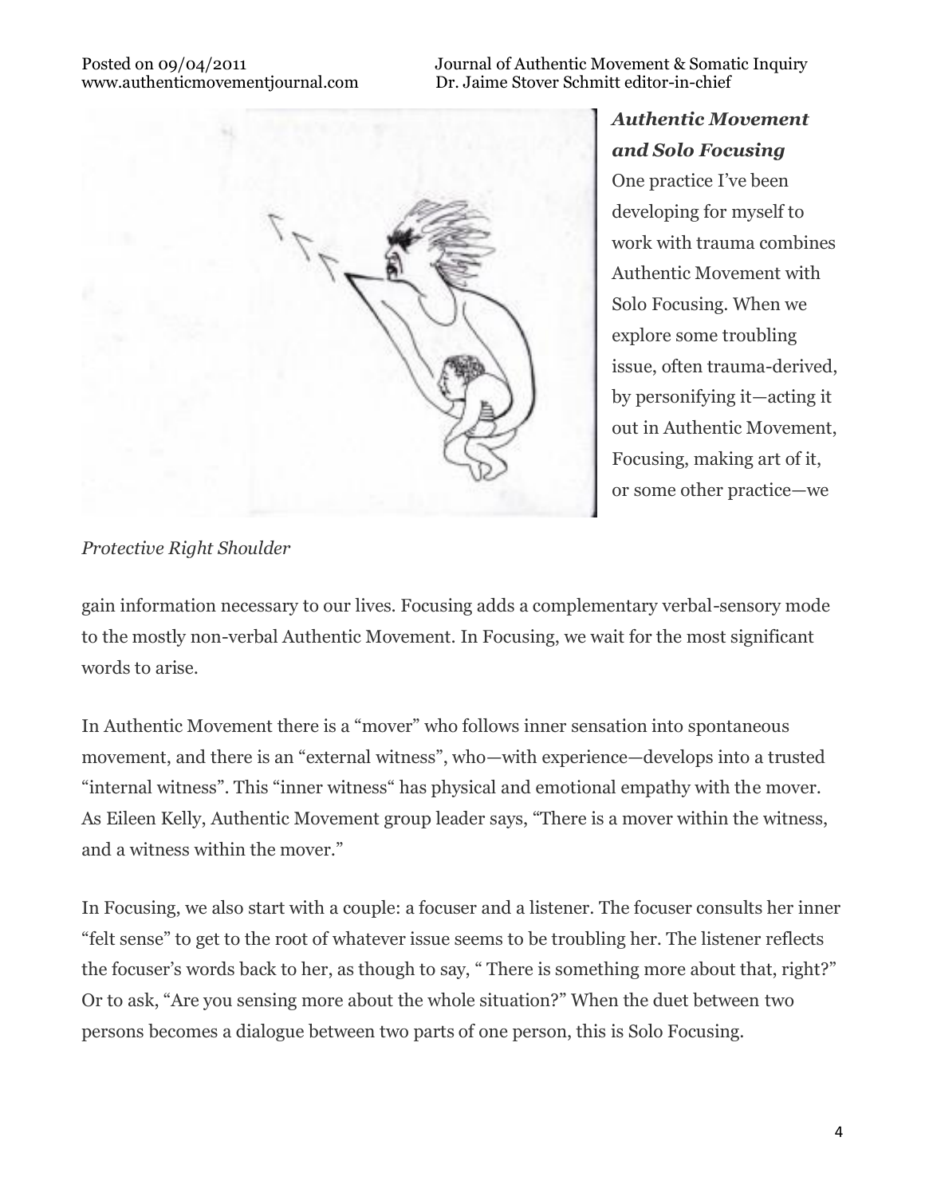### *Authentic Movement and Solo Focusing*

One practice I've been developing for myself to work with trauma combines Authentic Movement with Solo Focusing. When we explore some troubling issue, often trauma-derived, by personifying it—acting it out in Authentic Movement, Focusing, making art of it, or some other practice—we gain information necessary to our lives. Focusing adds a complementary verbal-sensory mode to the mostly non-verbal Authentic Movement. In Focusing, we wait for the most significant words to arise.

*Protective Right Shoulder*

In Authentic Movement there is a "mover" who follows inner sensation into spontaneous movement, and there is an "external witness", who—with experience—develops into a trusted "internal witness". This "inner witness" has physical and emotional empathy with the mover. As Eileen Kelly, Authentic Movement group leader says, "There is a mover within the witness, and a witness within the mover."

In Focusing, we also start with a couple: a focuser and a listener. The focuser consults her inner "felt sense" to get to the root of whatever issue seems to be troubling her. The listener reflects the focuser's words back to her, as though to say, " There is something more about that, right?" Or to ask, "Are you sensing more about the whole situation?" When the duet between two persons becomes a dialogue between two parts of one person, this is Solo Focusing.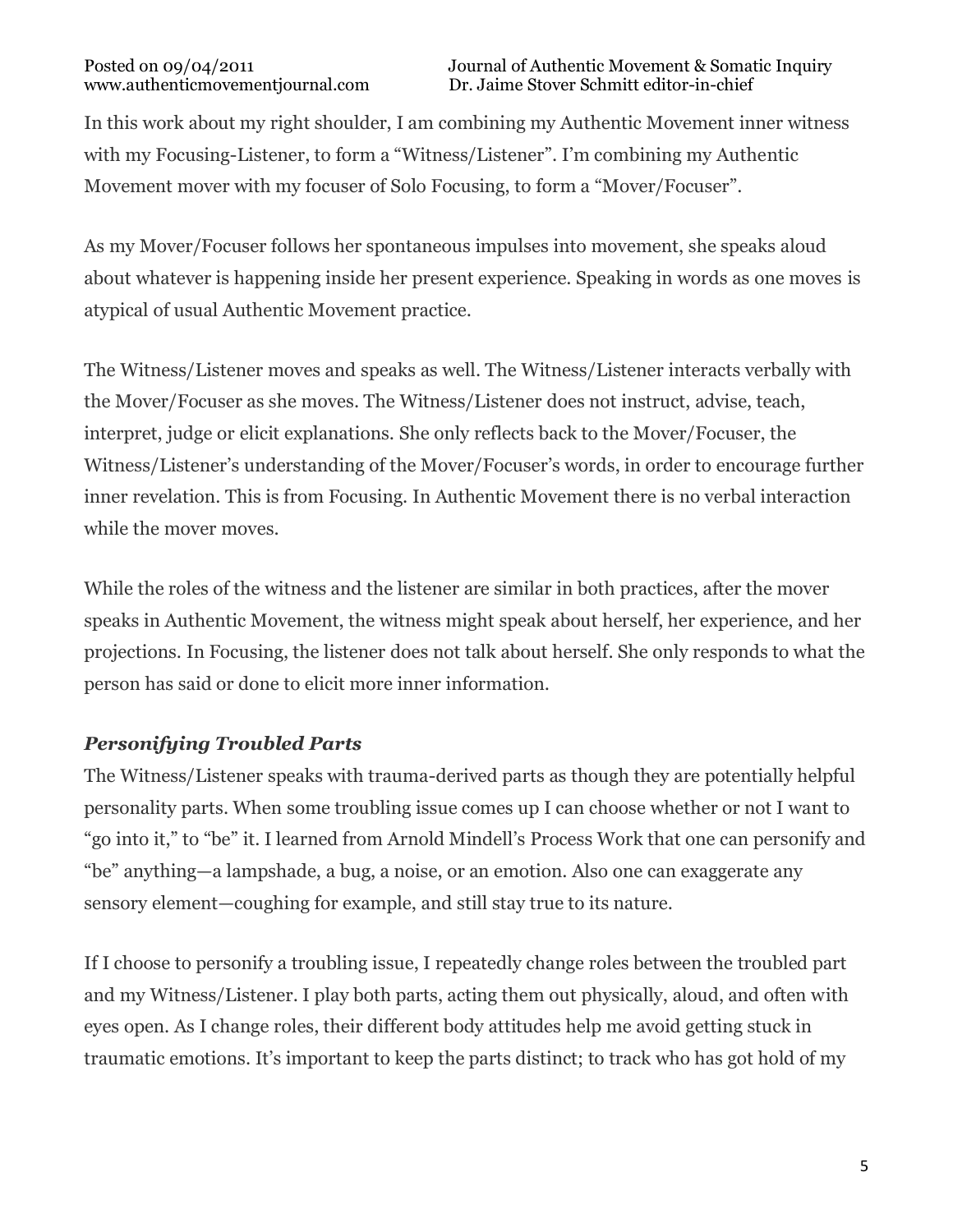In this work about my right shoulder, I am combining my Authentic Movement inner witness with my Focusing-Listener, to form a "Witness/Listener". I'm combining my Authentic Movement mover with my focuser of Solo Focusing, to form a "Mover/Focuser".

As my Mover/Focuser follows her spontaneous impulses into movement, she speaks aloud about whatever is happening inside her present experience. Speaking in words as one moves is atypical of usual Authentic Movement practice.

The Witness/Listener moves and speaks as well. The Witness/Listener interacts verbally with the Mover/Focuser as she moves. The Witness/Listener does not instruct, advise, teach, interpret, judge or elicit explanations. She only reflects back to the Mover/Focuser, the Witness/Listener's understanding of the Mover/Focuser's words, in order to encourage further inner revelation. This is from Focusing. In Authentic Movement there is no verbal interaction while the mover moves.

While the roles of the witness and the listener are similar in both practices, after the mover speaks in Authentic Movement, the witness might speak about herself, her experience, and her projections. In Focusing, the listener does not talk about herself. She only responds to what the person has said or done to elicit more inner information.

### ***Personifying Troubled Parts***

The Witness/Listener speaks with trauma-derived parts as though they are potentially helpful personality parts. When some troubling issue comes up I can choose whether or not I want to "go into it," to "be" it. I learned from Arnold Mindell's Process Work that one can personify and "be" anything—a lampshade, a bug, a noise, or an emotion. Also one can exaggerate any sensory element—coughing for example, and still stay true to its nature.

If I choose to personify a troubling issue, I repeatedly change roles between the troubled part and my Witness/Listener. I play both parts, acting them out physically, aloud, and often with eyes open. As I change roles, their different body attitudes help me avoid getting stuck in traumatic emotions. It's important to keep the parts distinct; to track who has got hold of my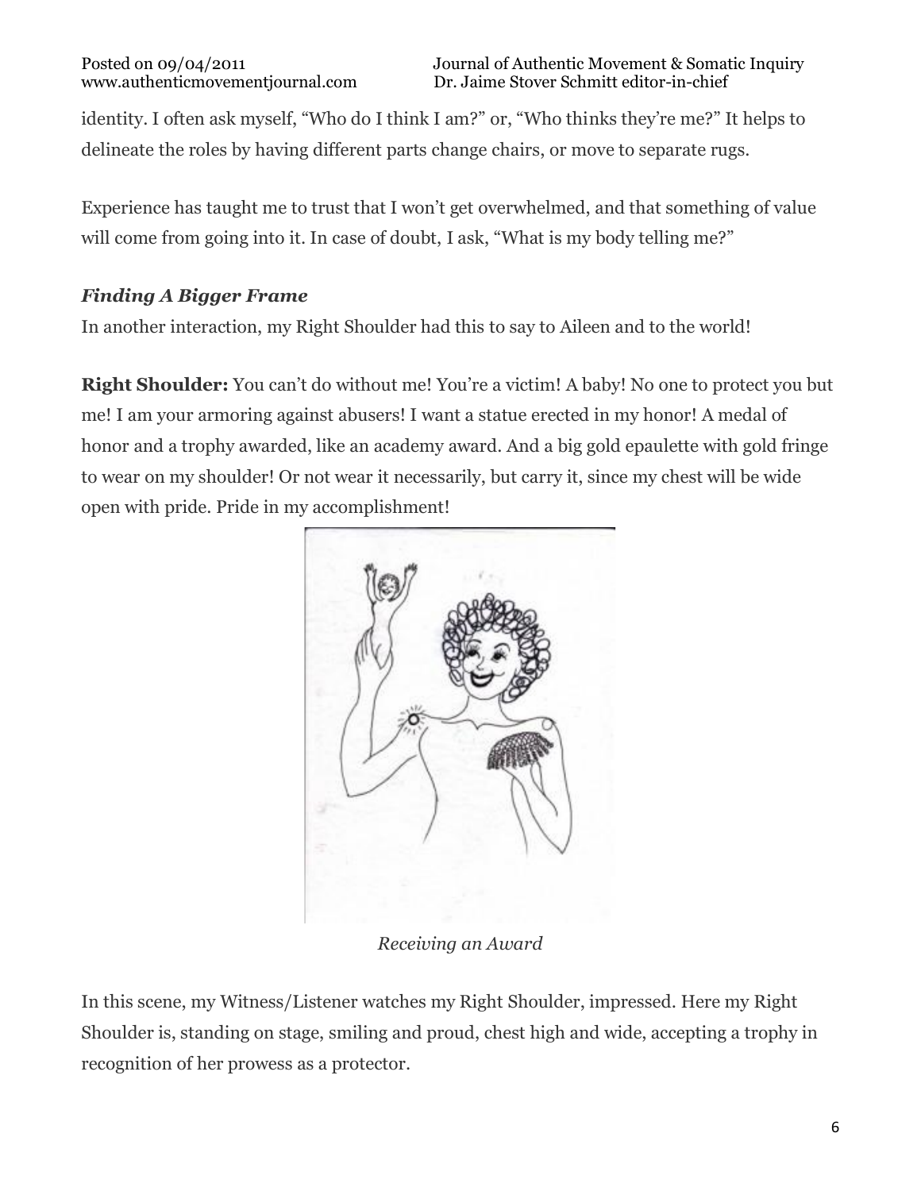identity. I often ask myself, "Who do I think I am?" or, "Who thinks they're me?" It helps to delineate the roles by having different parts change chairs, or move to separate rugs.

Experience has taught me to trust that I won't get overwhelmed, and that something of value will come from going into it. In case of doubt, I ask, "What is my body telling me?"

### *Finding A Bigger Frame*

In another interaction, my Right Shoulder had this to say to Aileen and to the world!

**Right Shoulder:** You can't do without me! You're a victim! A baby! No one to protect you but me! I am your armoring against abusers! I want a statue erected in my honor! A medal of honor and a trophy awarded, like an academy award. And a big gold epaulette with gold fringe to wear on my shoulder! Or not wear it necessarily, but carry it, since my chest will be wide open with pride. Pride in my accomplishment!

*Receiving an Award*

In this scene, my Witness/Listener watches my Right Shoulder, impressed. Here my Right Shoulder is, standing on stage, smiling and proud, chest high and wide, accepting a trophy in recognition of her prowess as a protector.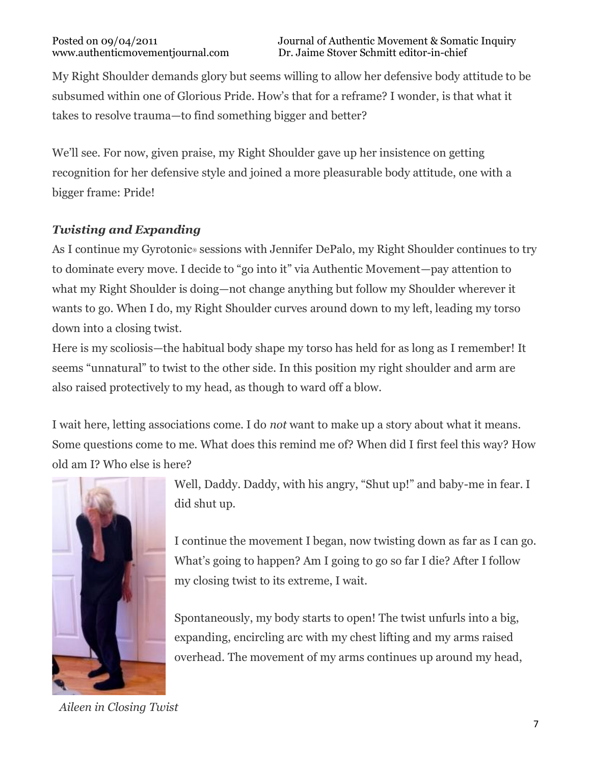My Right Shoulder demands glory but seems willing to allow her defensive body attitude to be subsumed within one of Glorious Pride. How's that for a reframe? I wonder, is that what it takes to resolve trauma—to find something bigger and better?

We'll see. For now, given praise, my Right Shoulder gave up her insistence on getting recognition for her defensive style and joined a more pleasurable body attitude, one with a bigger frame: Pride!

### *Twisting and Expanding*

As I continue my Gyrotonic® sessions with Jennifer DePalo, my Right Shoulder continues to try to dominate every move. I decide to "go into it" via Authentic Movement—pay attention to what my Right Shoulder is doing—not change anything but follow my Shoulder wherever it wants to go. When I do, my Right Shoulder curves around down to my left, leading my torso down into a closing twist.

Here is my scoliosis—the habitual body shape my torso has held for as long as I remember! It seems "unnatural" to twist to the other side. In this position my right shoulder and arm are also raised protectively to my head, as though to ward off a blow.

I wait here, letting associations come. I do *not* want to make up a story about what it means. Some questions come to me. What does this remind me of? When did I first feel this way? How old am I? Who else is here?

Well, Daddy. Daddy, with his angry, "Shut up!" and baby-me in fear. I did shut up.

I continue the movement I began, now twisting down as far as I can go. What's going to happen? Am I going to go so far I die? After I follow my closing twist to its extreme, I wait.

Spontaneously, my body starts to open! The twist unfurls into a big, expanding, encircling arc with my chest lifting and my arms raised overhead. The movement of my arms continues up around my head,

*Aileen in Closing Twist*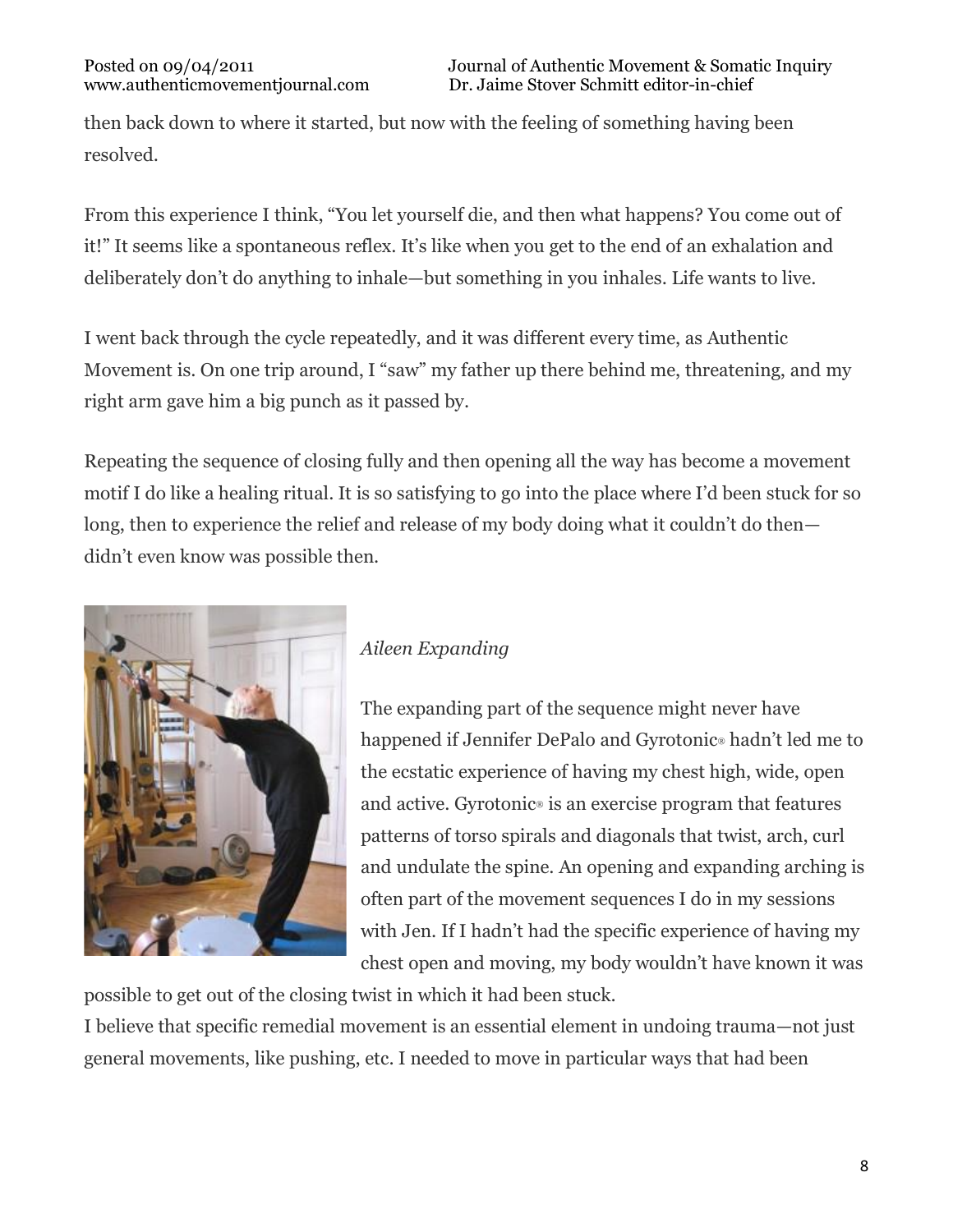then back down to where it started, but now with the feeling of something having been resolved.

From this experience I think, "You let yourself die, and then what happens? You come out of it!" It seems like a spontaneous reflex. It's like when you get to the end of an exhalation and deliberately don't do anything to inhale—but something in you inhales. Life wants to live.

I went back through the cycle repeatedly, and it was different every time, as Authentic Movement is. On one trip around, I "saw" my father up there behind me, threatening, and my right arm gave him a big punch as it passed by.

Repeating the sequence of closing fully and then opening all the way has become a movement motif I do like a healing ritual. It is so satisfying to go into the place where I'd been stuck for so long, then to experience the relief and release of my body doing what it couldn't do then—didn't even know was possible then.

*Aileen Expanding*

The expanding part of the sequence might never have happened if Jennifer DePalo and Gyrotonic® hadn't led me to the ecstatic experience of having my chest high, wide, open and active. Gyrotonic® is an exercise program that features patterns of torso spirals and diagonals that twist, arch, curl and undulate the spine. An opening and expanding arching is often part of the movement sequences I do in my sessions with Jen. If I hadn't had the specific experience of having my chest open and moving, my body wouldn't have known it was possible to get out of the closing twist in which it had been stuck.

I believe that specific remedial movement is an essential element in undoing trauma—not just general movements, like pushing, etc. I needed to move in particular ways that had been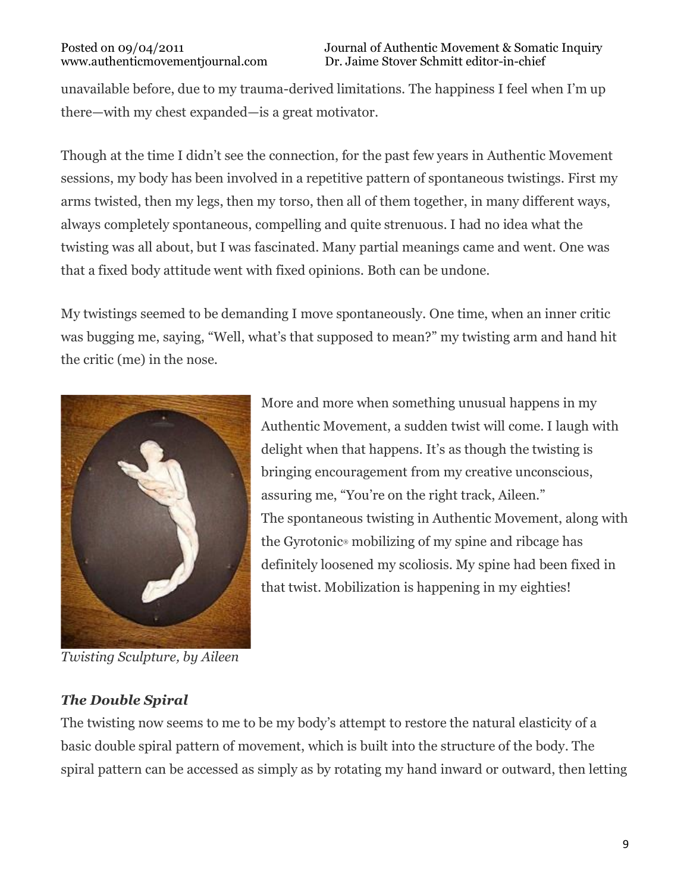unavailable before, due to my trauma-derived limitations. The happiness I feel when I'm up there—with my chest expanded—is a great motivator.

Though at the time I didn't see the connection, for the past few years in Authentic Movement sessions, my body has been involved in a repetitive pattern of spontaneous twistings. First my arms twisted, then my legs, then my torso, then all of them together, in many different ways, always completely spontaneous, compelling and quite strenuous. I had no idea what the twisting was all about, but I was fascinated. Many partial meanings came and went. One was that a fixed body attitude went with fixed opinions. Both can be undone.

My twistings seemed to be demanding I move spontaneously. One time, when an inner critic was bugging me, saying, "Well, what's that supposed to mean?" my twisting arm and hand hit the critic (me) in the nose.

More and more when something unusual happens in my Authentic Movement, a sudden twist will come. I laugh with delight when that happens. It's as though the twisting is bringing encouragement from my creative unconscious, assuring me, "You're on the right track, Aileen."

The spontaneous twisting in Authentic Movement, along with the Gyrotonic® mobilizing of my spine and ribcage has definitely loosened my scoliosis. My spine had been fixed in that twist. Mobilization is happening in my eighties!

*Twisting Sculpture, by Aileen*

### *The Double Spiral*

The twisting now seems to me to be my body's attempt to restore the natural elasticity of a basic double spiral pattern of movement, which is built into the structure of the body. The spiral pattern can be accessed as simply as by rotating my hand inward or outward, then letting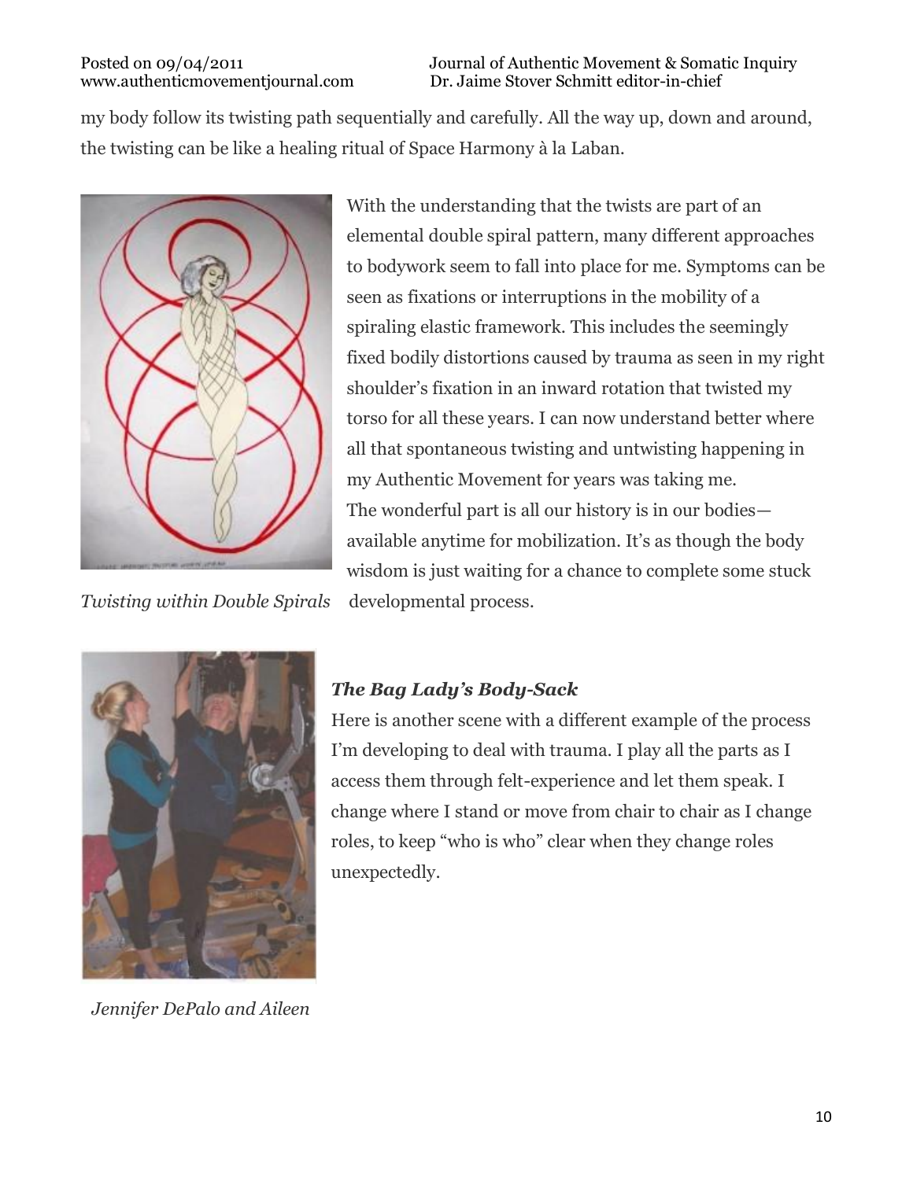my body follow its twisting path sequentially and carefully. All the way up, down and around, the twisting can be like a healing ritual of Space Harmony à la Laban.

With the understanding that the twists are part of an elemental double spiral pattern, many different approaches to bodywork seem to fall into place for me. Symptoms can be seen as fixations or interruptions in the mobility of a spiraling elastic framework. This includes the seemingly fixed bodily distortions caused by trauma as seen in my right shoulder's fixation in an inward rotation that twisted my torso for all these years. I can now understand better where all that spontaneous twisting and untwisting happening in my Authentic Movement for years was taking me.
The wonderful part is all our history is in our bodies—available anytime for mobilization. It's as though the body wisdom is just waiting for a chance to complete some stuck developmental process.

*Twisting within Double Spirals*

### *The Bag Lady's Body-Sack*

Here is another scene with a different example of the process I'm developing to deal with trauma. I play all the parts as I access them through felt-experience and let them speak. I change where I stand or move from chair to chair as I change roles, to keep "who is who" clear when they change roles unexpectedly.

*Jennifer DePalo and Aileen*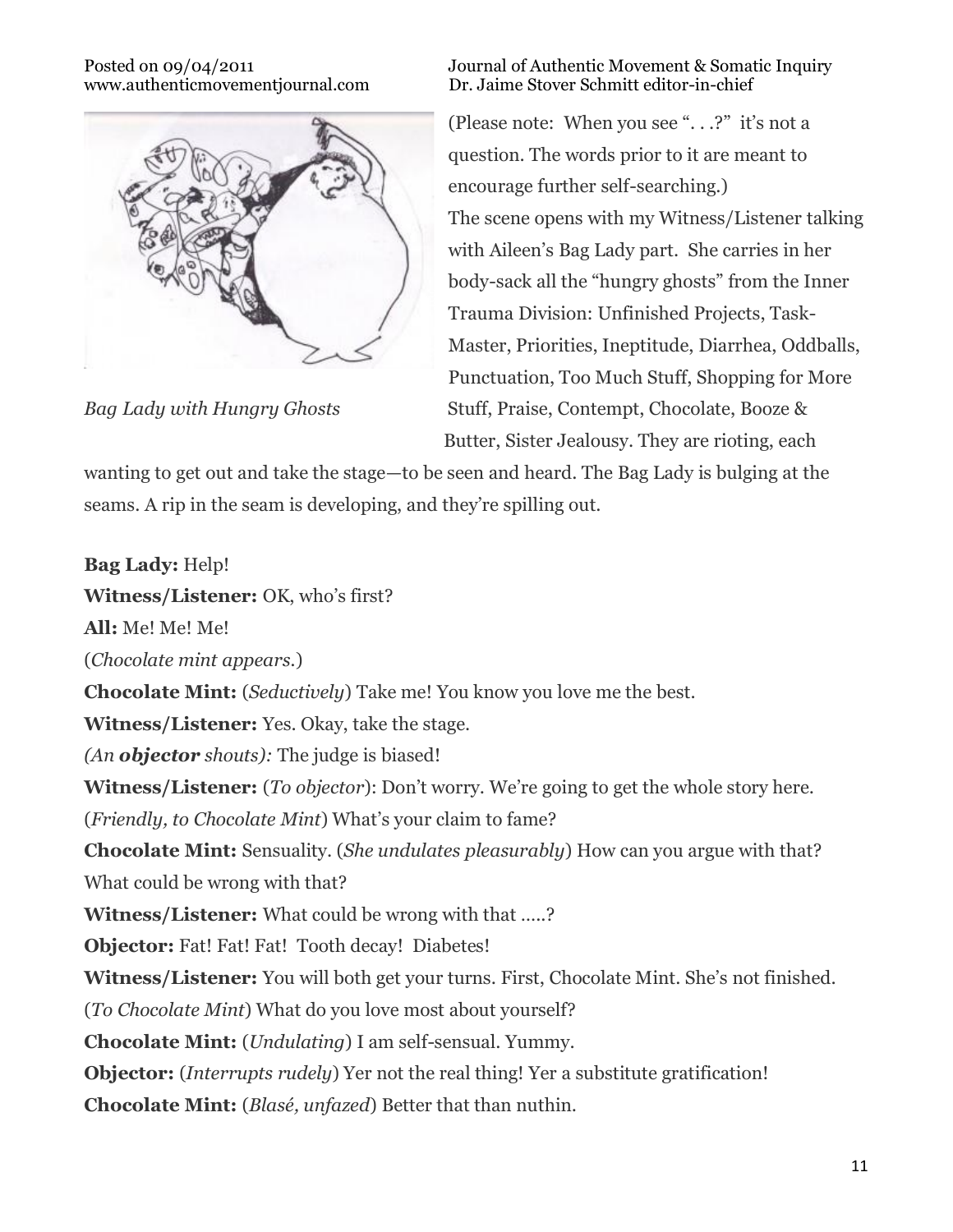*Bag Lady with Hungry Ghosts*

(Please note: When you see ". . .?" it's not a question. The words prior to it are meant to encourage further self-searching.)

The scene opens with my Witness/Listener talking with Aileen's Bag Lady part. She carries in her body-sack all the "hungry ghosts" from the Inner Trauma Division: Unfinished Projects, Task-Master, Priorities, Ineptitude, Diarrhea, Oddballs, Punctuation, Too Much Stuff, Shopping for More Stuff, Praise, Contempt, Chocolate, Booze & Butter, Sister Jealousy. They are rioting, each wanting to get out and take the stage—to be seen and heard. The Bag Lady is bulging at the seams. A rip in the seam is developing, and they're spilling out.

**Bag Lady:** Help!

**Witness/Listener:** OK, who's first?

**All:** Me! Me! Me!

(*Chocolate mint appears.*)

**Chocolate Mint:** (*Seductively*) Take me! You know you love me the best.

**Witness/Listener:** Yes. Okay, take the stage.

*(An **objector** shouts):* The judge is biased!

**Witness/Listener:** (*To objector*): Don't worry. We're going to get the whole story here.

(*Friendly, to Chocolate Mint*) What's your claim to fame?

**Chocolate Mint:** Sensuality. (*She undulates pleasurably*) How can you argue with that? What could be wrong with that?

**Witness/Listener:** What could be wrong with that .....?

**Objector:** Fat! Fat! Fat! Tooth decay! Diabetes!

**Witness/Listener:** You will both get your turns. First, Chocolate Mint. She's not finished.

(*To Chocolate Mint*) What do you love most about yourself?

**Chocolate Mint:** (*Undulating*) I am self-sensual. Yummy.

**Objector:** (*Interrupts rudely*) Yer not the real thing! Yer a substitute gratification!

**Chocolate Mint:** (*Blasé, unfazed*) Better that than nuthin.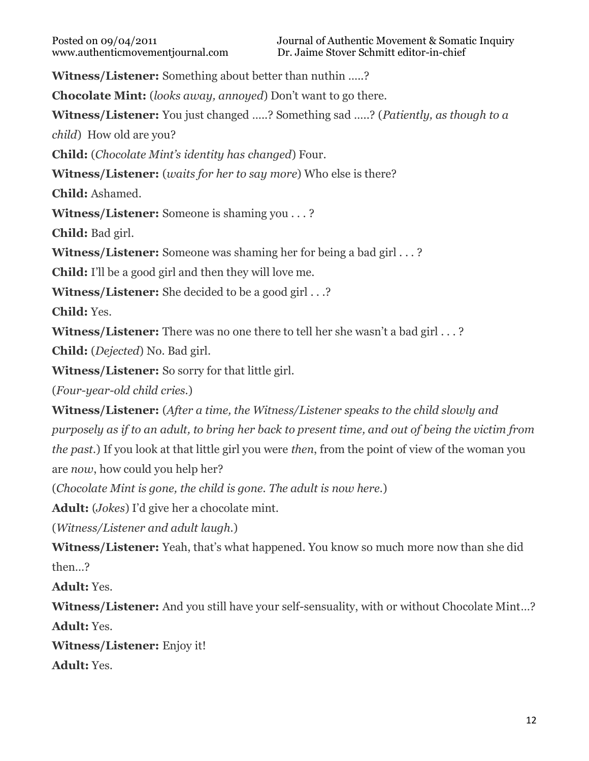**Witness/Listener:** Something about better than nuthin .....?

**Chocolate Mint:** (*looks away, annoyed*) Don't want to go there.

**Witness/Listener:** You just changed .....? Something sad .....? (*Patiently, as though to a child*) How old are you?

**Child:** (*Chocolate Mint's identity has changed*) Four.

**Witness/Listener:** (*waits for her to say more*) Who else is there?

**Child:** Ashamed.

**Witness/Listener:** Someone is shaming you . . . ?

**Child:** Bad girl.

**Witness/Listener:** Someone was shaming her for being a bad girl . . . ?

**Child:** I'll be a good girl and then they will love me.

**Witness/Listener:** She decided to be a good girl . . .?

**Child:** Yes.

**Witness/Listener:** There was no one there to tell her she wasn't a bad girl . . . ?

**Child:** (*Dejected*) No. Bad girl.

**Witness/Listener:** So sorry for that little girl.

(*Four-year-old child cries.*)

**Witness/Listener:** (*After a time, the Witness/Listener speaks to the child slowly and purposely as if to an adult, to bring her back to present time, and out of being the victim from the past.*) If you look at that little girl you were *then*, from the point of view of the woman you are *now*, how could you help her?

(*Chocolate Mint is gone, the child is gone. The adult is now here.*)

**Adult:** (*Jokes*) I'd give her a chocolate mint.

(*Witness/Listener and adult laugh.*)

**Witness/Listener:** Yeah, that's what happened. You know so much more now than she did then...?

**Adult:** Yes.

**Witness/Listener:** And you still have your self-sensuality, with or without Chocolate Mint...?

**Adult:** Yes.

**Witness/Listener:** Enjoy it!

**Adult:** Yes.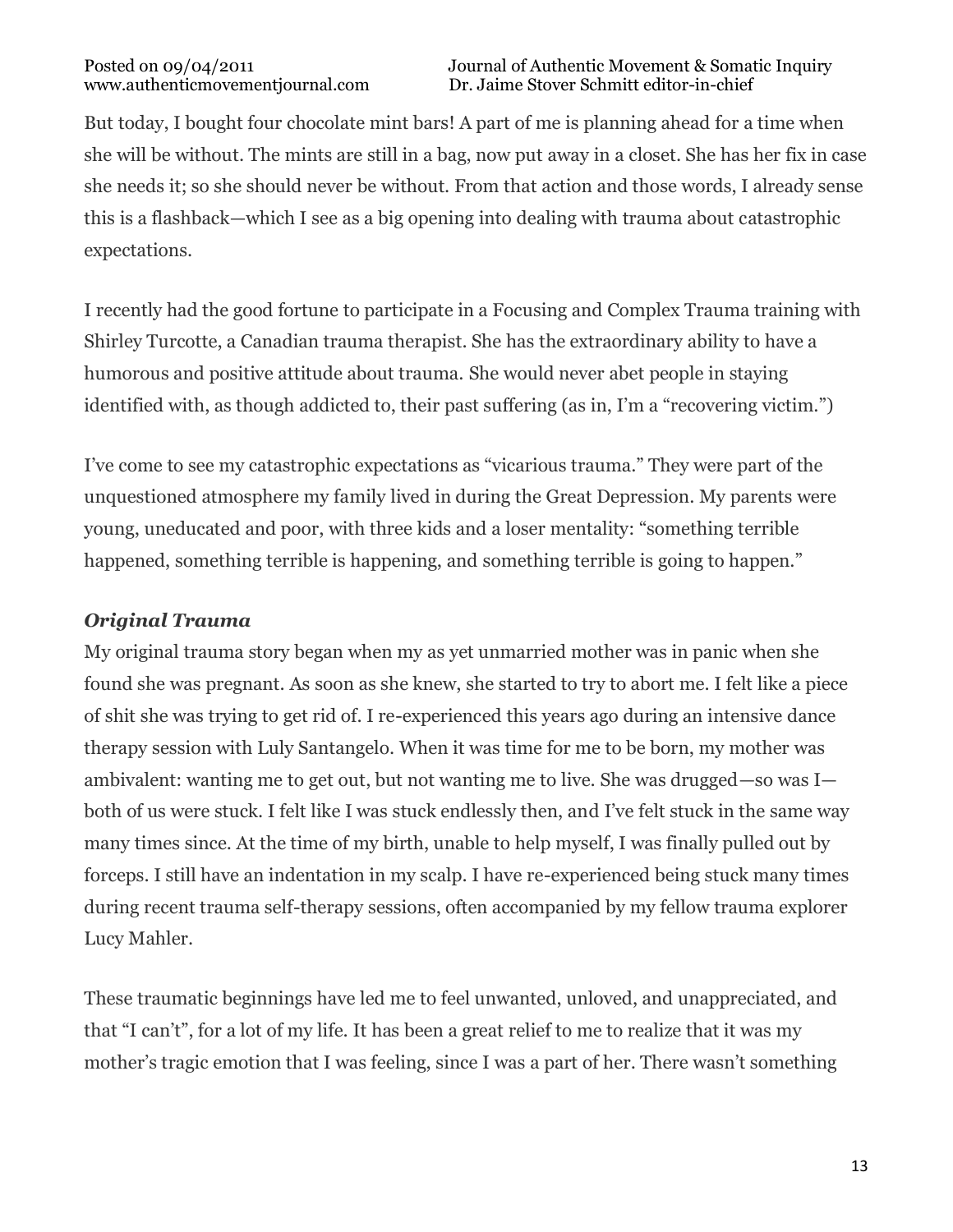But today, I bought four chocolate mint bars! A part of me is planning ahead for a time when she will be without. The mints are still in a bag, now put away in a closet. She has her fix in case she needs it; so she should never be without. From that action and those words, I already sense this is a flashback—which I see as a big opening into dealing with trauma about catastrophic expectations.

I recently had the good fortune to participate in a Focusing and Complex Trauma training with Shirley Turcotte, a Canadian trauma therapist. She has the extraordinary ability to have a humorous and positive attitude about trauma. She would never abet people in staying identified with, as though addicted to, their past suffering (as in, I'm a "recovering victim.")

I've come to see my catastrophic expectations as "vicarious trauma." They were part of the unquestioned atmosphere my family lived in during the Great Depression. My parents were young, uneducated and poor, with three kids and a loser mentality: "something terrible happened, something terrible is happening, and something terrible is going to happen."

### *Original Trauma*

My original trauma story began when my as yet unmarried mother was in panic when she found she was pregnant. As soon as she knew, she started to try to abort me. I felt like a piece of shit she was trying to get rid of. I re-experienced this years ago during an intensive dance therapy session with Luly Santangelo. When it was time for me to be born, my mother was ambivalent: wanting me to get out, but not wanting me to live. She was drugged—so was I—both of us were stuck. I felt like I was stuck endlessly then, and I've felt stuck in the same way many times since. At the time of my birth, unable to help myself, I was finally pulled out by forceps. I still have an indentation in my scalp. I have re-experienced being stuck many times during recent trauma self-therapy sessions, often accompanied by my fellow trauma explorer Lucy Mahler.

These traumatic beginnings have led me to feel unwanted, unloved, and unappreciated, and that "I can't", for a lot of my life. It has been a great relief to me to realize that it was my mother's tragic emotion that I was feeling, since I was a part of her. There wasn't something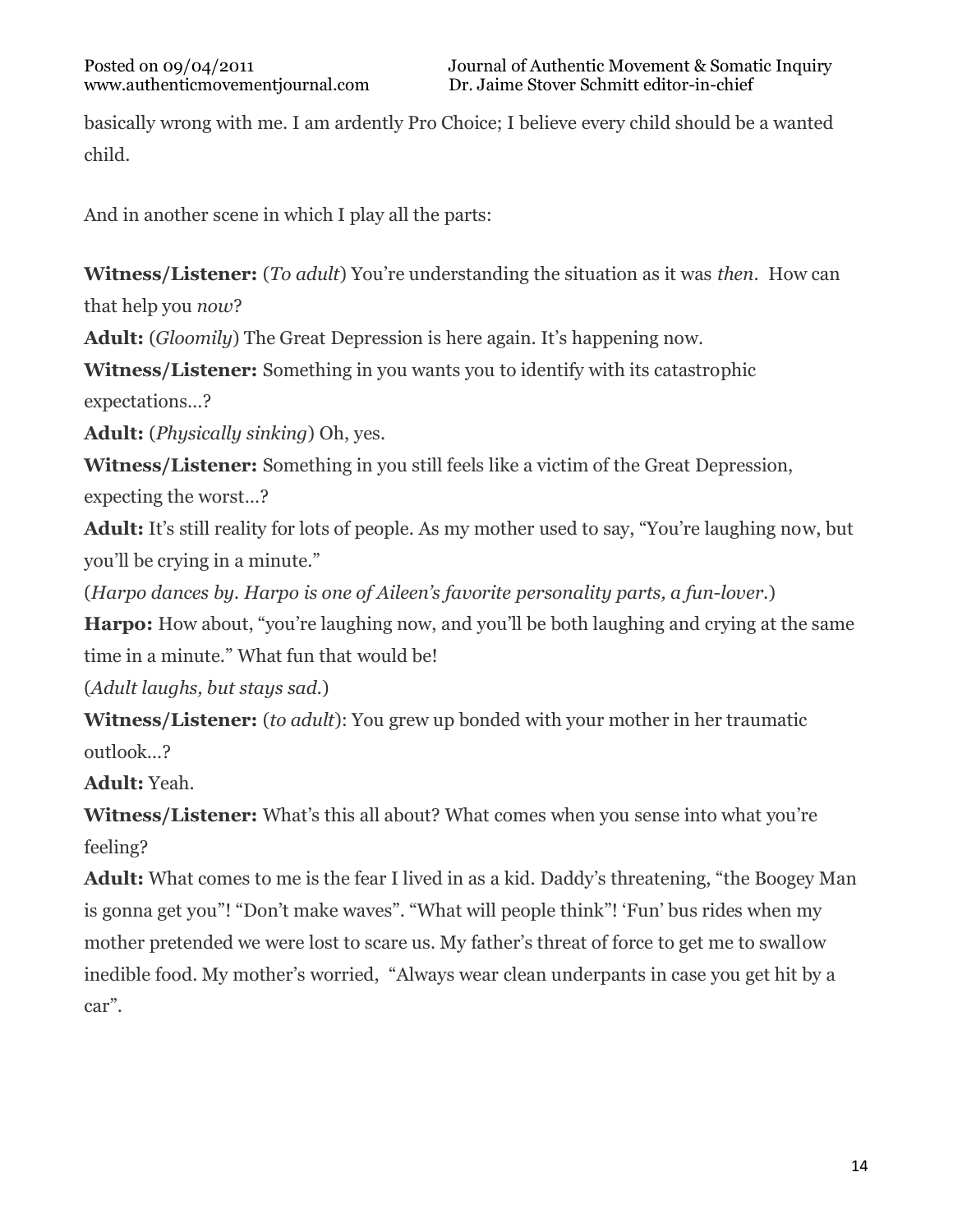basically wrong with me. I am ardently Pro Choice; I believe every child should be a wanted child.

And in another scene in which I play all the parts:

**Witness/Listener:** (*To adult*) You're understanding the situation as it was *then*. How can that help you *now*?

**Adult:** (*Gloomily*) The Great Depression is here again. It's happening now.

**Witness/Listener:** Something in you wants you to identify with its catastrophic expectations…?

**Adult:** (*Physically sinking*) Oh, yes.

**Witness/Listener:** Something in you still feels like a victim of the Great Depression, expecting the worst…?

**Adult:** It's still reality for lots of people. As my mother used to say, "You're laughing now, but you'll be crying in a minute."

(*Harpo dances by. Harpo is one of Aileen's favorite personality parts, a fun-lover.*)

**Harpo:** How about, "you're laughing now, and you'll be both laughing and crying at the same time in a minute." What fun that would be!

(*Adult laughs, but stays sad.*)

**Witness/Listener:** (*to adult*): You grew up bonded with your mother in her traumatic outlook…?

**Adult:** Yeah.

**Witness/Listener:** What's this all about? What comes when you sense into what you're feeling?

**Adult:** What comes to me is the fear I lived in as a kid. Daddy's threatening, "the Boogey Man is gonna get you"! "Don't make waves". "What will people think"! 'Fun' bus rides when my mother pretended we were lost to scare us. My father's threat of force to get me to swallow inedible food. My mother's worried, "Always wear clean underpants in case you get hit by a car".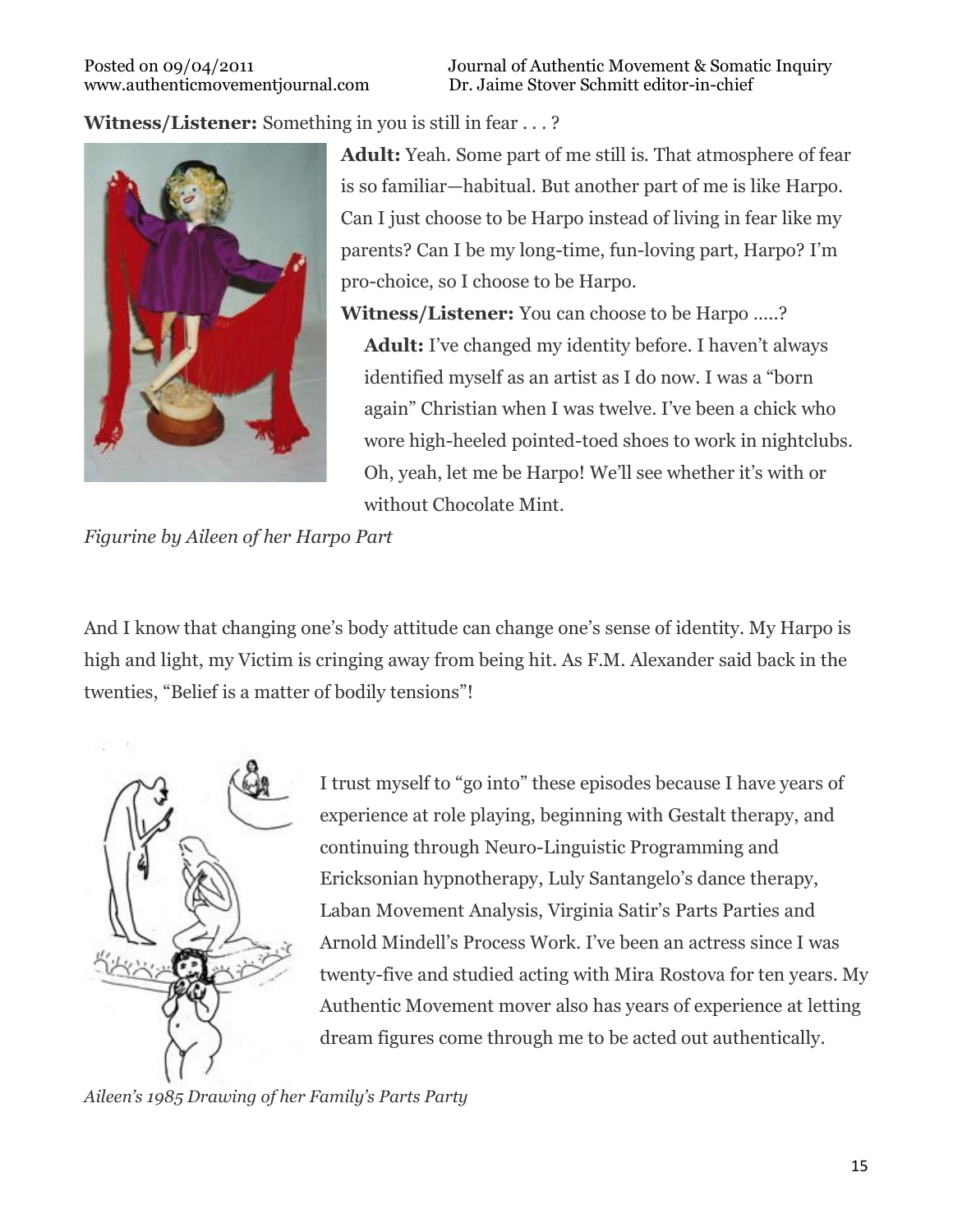**Witness/Listener:** Something in you is still in fear . . . ?

**Adult:** Yeah. Some part of me still is. That atmosphere of fear is so familiar—habitual. But another part of me is like Harpo. Can I just choose to be Harpo instead of living in fear like my parents? Can I be my long-time, fun-loving part, Harpo? I'm pro-choice, so I choose to be Harpo.

**Witness/Listener:** You can choose to be Harpo .....?

**Adult:** I've changed my identity before. I haven't always identified myself as an artist as I do now. I was a "born again" Christian when I was twelve. I've been a chick who wore high-heeled pointed-toed shoes to work in nightclubs. Oh, yeah, let me be Harpo! We'll see whether it's with or without Chocolate Mint.

*Figurine by Aileen of her Harpo Part*

And I know that changing one's body attitude can change one's sense of identity. My Harpo is high and light, my Victim is cringing away from being hit. As F.M. Alexander said back in the twenties, "Belief is a matter of bodily tensions"!

I trust myself to "go into" these episodes because I have years of experience at role playing, beginning with Gestalt therapy, and continuing through Neuro-Linguistic Programming and Ericksonian hypnotherapy, Luly Santangelo's dance therapy, Laban Movement Analysis, Virginia Satir's Parts Parties and Arnold Mindell's Process Work. I've been an actress since I was twenty-five and studied acting with Mira Rostova for ten years. My Authentic Movement mover also has years of experience at letting dream figures come through me to be acted out authentically.

*Aileen's 1985 Drawing of her Family's Parts Party*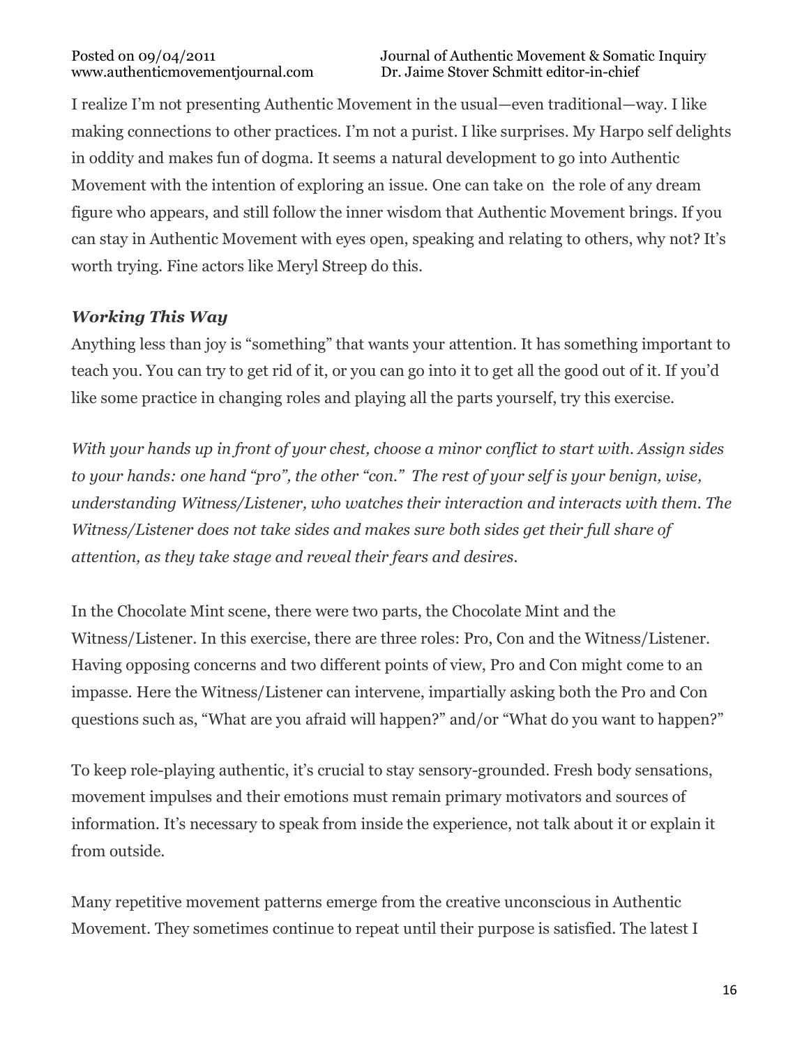I realize I'm not presenting Authentic Movement in the usual—even traditional—way. I like making connections to other practices. I'm not a purist. I like surprises. My Harpo self delights in oddity and makes fun of dogma. It seems a natural development to go into Authentic Movement with the intention of exploring an issue. One can take on the role of any dream figure who appears, and still follow the inner wisdom that Authentic Movement brings. If you can stay in Authentic Movement with eyes open, speaking and relating to others, why not? It's worth trying. Fine actors like Meryl Streep do this.

### *Working This Way*

Anything less than joy is "something" that wants your attention. It has something important to teach you. You can try to get rid of it, or you can go into it to get all the good out of it. If you'd like some practice in changing roles and playing all the parts yourself, try this exercise.

*With your hands up in front of your chest, choose a minor conflict to start with. Assign sides to your hands: one hand "pro", the other "con." The rest of your self is your benign, wise, understanding Witness/Listener, who watches their interaction and interacts with them. The Witness/Listener does not take sides and makes sure both sides get their full share of attention, as they take stage and reveal their fears and desires.*

In the Chocolate Mint scene, there were two parts, the Chocolate Mint and the Witness/Listener. In this exercise, there are three roles: Pro, Con and the Witness/Listener. Having opposing concerns and two different points of view, Pro and Con might come to an impasse. Here the Witness/Listener can intervene, impartially asking both the Pro and Con questions such as, "What are you afraid will happen?" and/or "What do you want to happen?"

To keep role-playing authentic, it's crucial to stay sensory-grounded. Fresh body sensations, movement impulses and their emotions must remain primary motivators and sources of information. It's necessary to speak from inside the experience, not talk about it or explain it from outside.

Many repetitive movement patterns emerge from the creative unconscious in Authentic Movement. They sometimes continue to repeat until their purpose is satisfied. The latest I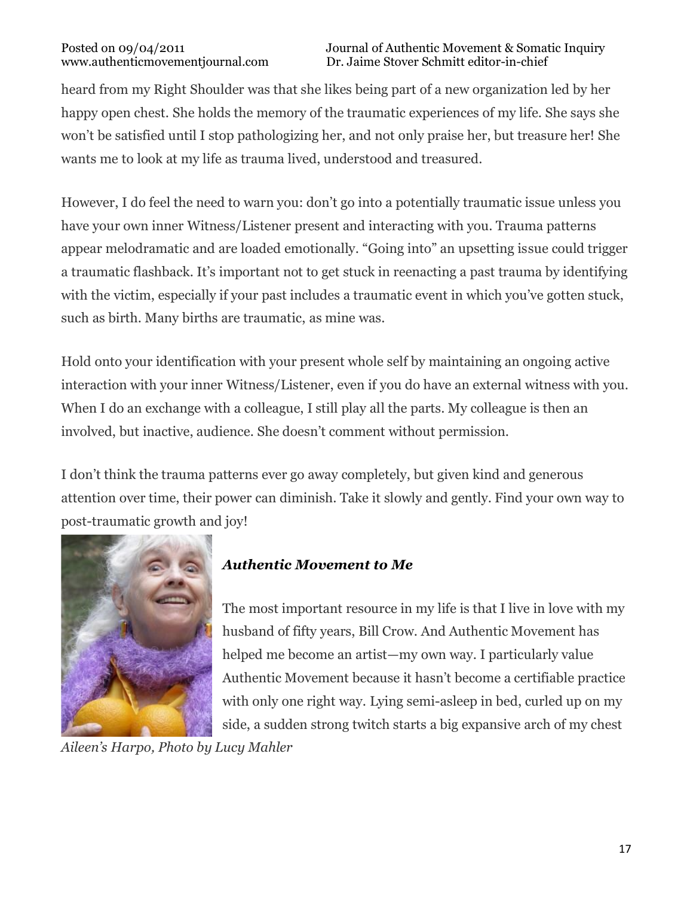heard from my Right Shoulder was that she likes being part of a new organization led by her happy open chest. She holds the memory of the traumatic experiences of my life. She says she won't be satisfied until I stop pathologizing her, and not only praise her, but treasure her! She wants me to look at my life as trauma lived, understood and treasured.

However, I do feel the need to warn you: don't go into a potentially traumatic issue unless you have your own inner Witness/Listener present and interacting with you. Trauma patterns appear melodramatic and are loaded emotionally. "Going into" an upsetting issue could trigger a traumatic flashback. It's important not to get stuck in reenacting a past trauma by identifying with the victim, especially if your past includes a traumatic event in which you've gotten stuck, such as birth. Many births are traumatic, as mine was.

Hold onto your identification with your present whole self by maintaining an ongoing active interaction with your inner Witness/Listener, even if you do have an external witness with you. When I do an exchange with a colleague, I still play all the parts. My colleague is then an involved, but inactive, audience. She doesn't comment without permission.

I don't think the trauma patterns ever go away completely, but given kind and generous attention over time, their power can diminish. Take it slowly and gently. Find your own way to post-traumatic growth and joy!

*Aileen's Harpo, Photo by Lucy Mahler*

### *Authentic Movement to Me*

The most important resource in my life is that I live in love with my husband of fifty years, Bill Crow. And Authentic Movement has helped me become an artist—my own way. I particularly value Authentic Movement because it hasn't become a certifiable practice with only one right way. Lying semi-asleep in bed, curled up on my side, a sudden strong twitch starts a big expansive arch of my chest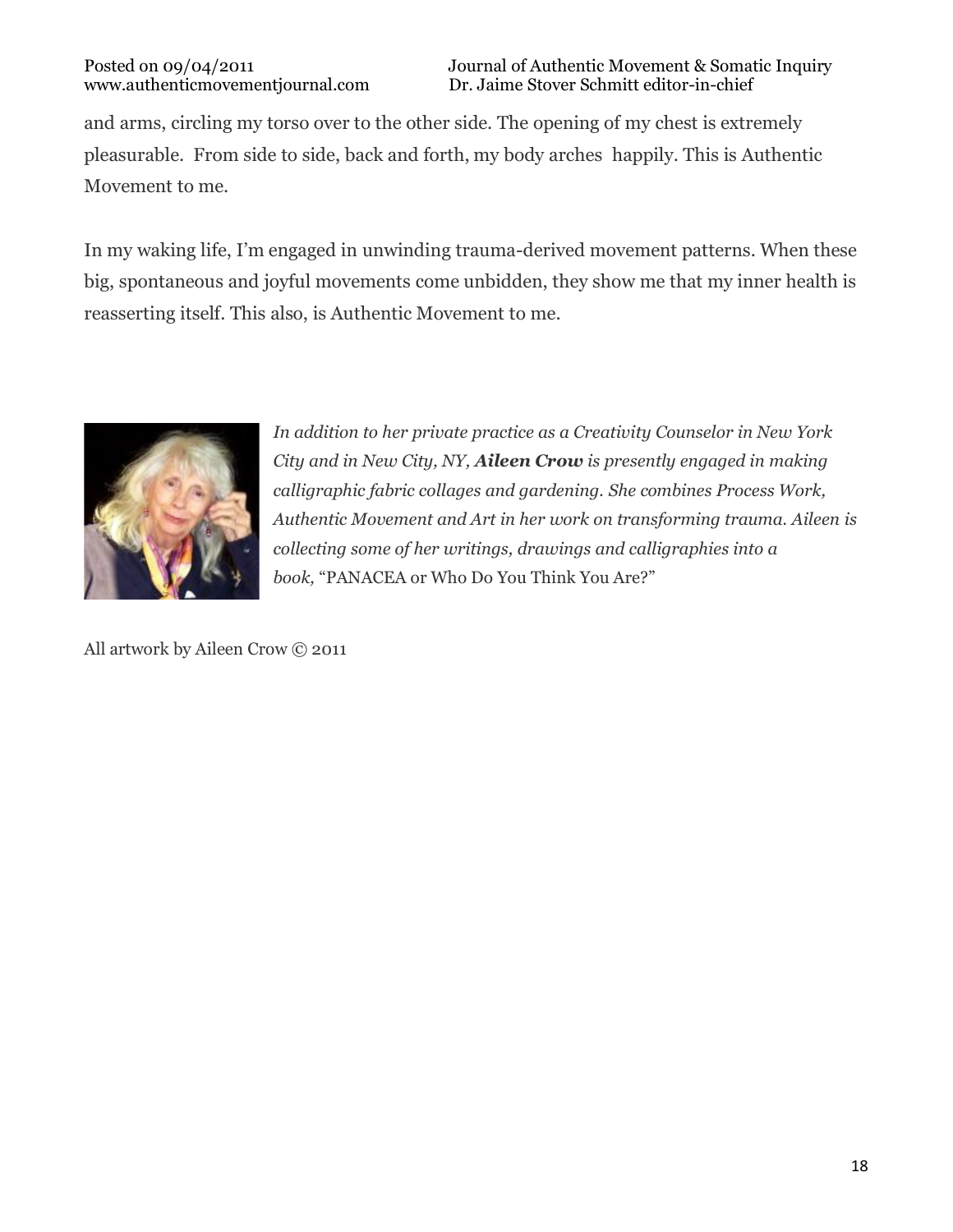and arms, circling my torso over to the other side. The opening of my chest is extremely pleasurable. From side to side, back and forth, my body arches happily. This is Authentic Movement to me.

In my waking life, I'm engaged in unwinding trauma-derived movement patterns. When these big, spontaneous and joyful movements come unbidden, they show me that my inner health is reasserting itself. This also, is Authentic Movement to me.

*In addition to her private practice as a Creativity Counselor in New York City and in New City, NY,* ***Aileen Crow*** *is presently engaged in making calligraphic fabric collages and gardening. She combines Process Work, Authentic Movement and Art in her work on transforming trauma. Aileen is collecting some of her writings, drawings and calligraphies into a book,* "PANACEA or Who Do You Think You Are?"

All artwork by Aileen Crow © 2011